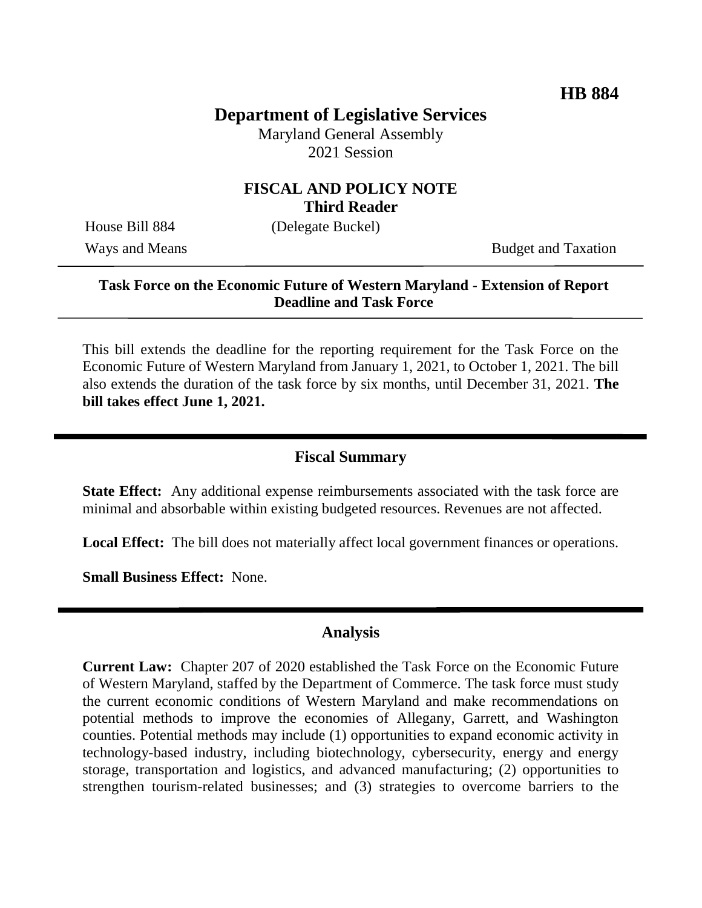**HB 884**

# Department of Legislative Services

Maryland General Assembly
2021 Session

## FISCAL AND POLICY NOTE
**Third Reader**

House Bill 884 (Delegate Buckel)

Ways and Means Budget and Taxation

---

**Task Force on the Economic Future of Western Maryland - Extension of Report Deadline and Task Force**

---

This bill extends the deadline for the reporting requirement for the Task Force on the Economic Future of Western Maryland from January 1, 2021, to October 1, 2021. The bill also extends the duration of the task force by six months, until December 31, 2021. **The bill takes effect June 1, 2021.**

---

## Fiscal Summary

**State Effect:** Any additional expense reimbursements associated with the task force are minimal and absorbable within existing budgeted resources. Revenues are not affected.

**Local Effect:** The bill does not materially affect local government finances or operations.

**Small Business Effect:** None.

---

## Analysis

**Current Law:** Chapter 207 of 2020 established the Task Force on the Economic Future of Western Maryland, staffed by the Department of Commerce. The task force must study the current economic conditions of Western Maryland and make recommendations on potential methods to improve the economies of Allegany, Garrett, and Washington counties. Potential methods may include (1) opportunities to expand economic activity in technology-based industry, including biotechnology, cybersecurity, energy and energy storage, transportation and logistics, and advanced manufacturing; (2) opportunities to strengthen tourism-related businesses; and (3) strategies to overcome barriers to the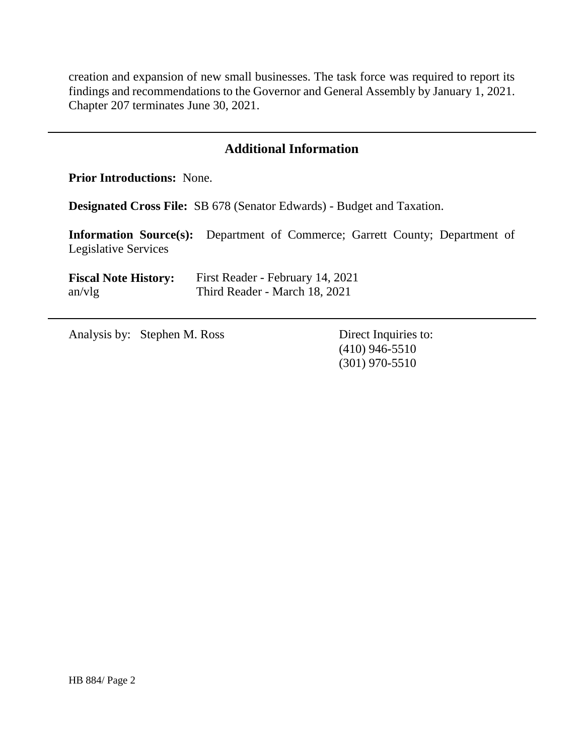creation and expansion of new small businesses. The task force was required to report its findings and recommendations to the Governor and General Assembly by January 1, 2021. Chapter 207 terminates June 30, 2021.

---

## Additional Information

**Prior Introductions:** None.

**Designated Cross File:** SB 678 (Senator Edwards) - Budget and Taxation.

**Information Source(s):** Department of Commerce; Garrett County; Department of Legislative Services

**Fiscal Note History:** First Reader - February 14, 2021
an/vlg Third Reader - March 18, 2021

---

Analysis by: Stephen M. Ross

Direct Inquiries to:
(410) 946-5510
(301) 970-5510